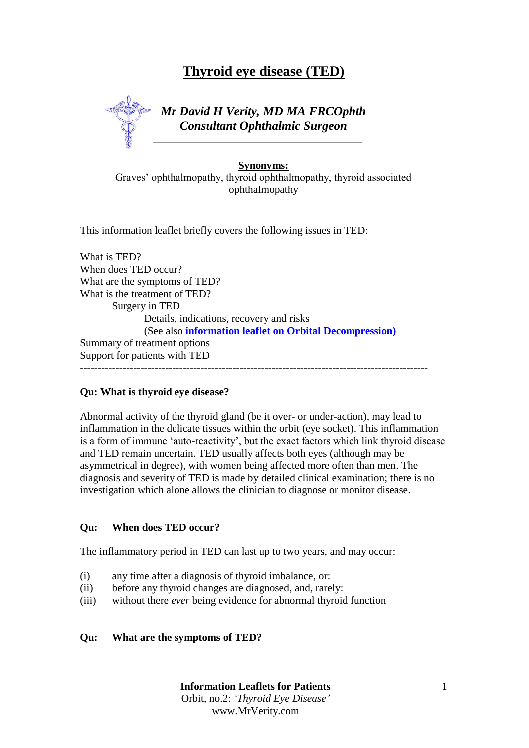# Thyroid eye disease (TED)

***Mr David H Verity, MD MA FRCOphth***
***Consultant Ophthalmic Surgeon***

**Synonyms:**
Graves' ophthalmopathy, thyroid ophthalmopathy, thyroid associated ophthalmopathy

This information leaflet briefly covers the following issues in TED:

What is TED?
When does TED occur?
What are the symptoms of TED?
What is the treatment of TED?
  Surgery in TED
    Details, indications, recovery and risks
    (See also **information leaflet on Orbital Decompression)**
Summary of treatment options
Support for patients with TED

---

**Qu: What is thyroid eye disease?**

Abnormal activity of the thyroid gland (be it over- or under-action), may lead to inflammation in the delicate tissues within the orbit (eye socket). This inflammation is a form of immune 'auto-reactivity', but the exact factors which link thyroid disease and TED remain uncertain. TED usually affects both eyes (although may be asymmetrical in degree), with women being affected more often than men. The diagnosis and severity of TED is made by detailed clinical examination; there is no investigation which alone allows the clinician to diagnose or monitor disease.

**Qu: When does TED occur?**

The inflammatory period in TED can last up to two years, and may occur:

(i) any time after a diagnosis of thyroid imbalance, or:
(ii) before any thyroid changes are diagnosed, and, rarely:
(iii) without there *ever* being evidence for abnormal thyroid function

**Qu: What are the symptoms of TED?**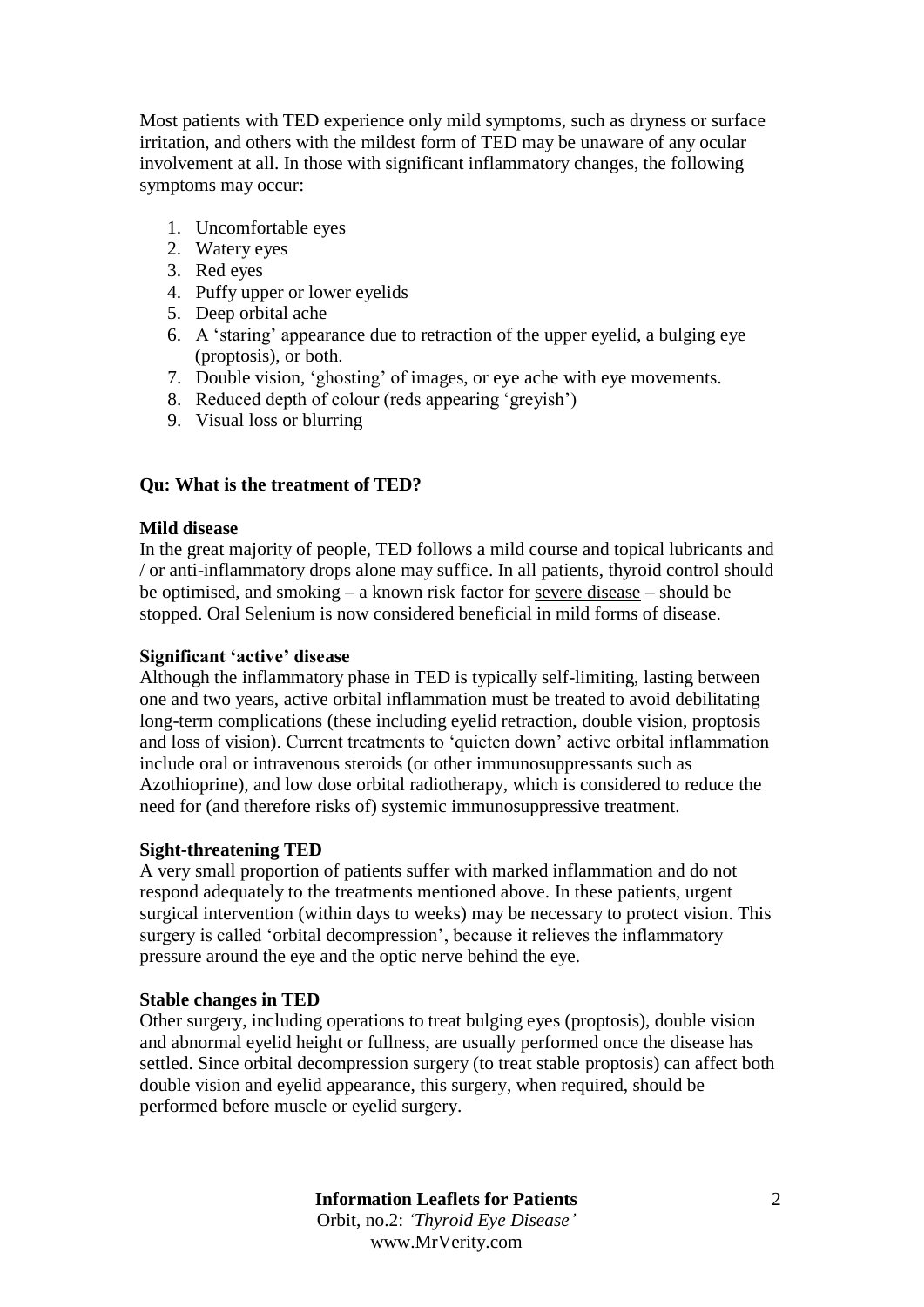Most patients with TED experience only mild symptoms, such as dryness or surface irritation, and others with the mildest form of TED may be unaware of any ocular involvement at all. In those with significant inflammatory changes, the following symptoms may occur:

1. Uncomfortable eyes
2. Watery eyes
3. Red eyes
4. Puffy upper or lower eyelids
5. Deep orbital ache
6. A 'staring' appearance due to retraction of the upper eyelid, a bulging eye (proptosis), or both.
7. Double vision, 'ghosting' of images, or eye ache with eye movements.
8. Reduced depth of colour (reds appearing 'greyish')
9. Visual loss or blurring

**Qu: What is the treatment of TED?**

**Mild disease**

In the great majority of people, TED follows a mild course and topical lubricants and / or anti-inflammatory drops alone may suffice. In all patients, thyroid control should be optimised, and smoking – a known risk factor for <u>severe disease</u> – should be stopped. Oral Selenium is now considered beneficial in mild forms of disease.

**Significant 'active' disease**

Although the inflammatory phase in TED is typically self-limiting, lasting between one and two years, active orbital inflammation must be treated to avoid debilitating long-term complications (these including eyelid retraction, double vision, proptosis and loss of vision). Current treatments to 'quieten down' active orbital inflammation include oral or intravenous steroids (or other immunosuppressants such as Azothioprine), and low dose orbital radiotherapy, which is considered to reduce the need for (and therefore risks of) systemic immunosuppressive treatment.

**Sight-threatening TED**

A very small proportion of patients suffer with marked inflammation and do not respond adequately to the treatments mentioned above. In these patients, urgent surgical intervention (within days to weeks) may be necessary to protect vision. This surgery is called 'orbital decompression', because it relieves the inflammatory pressure around the eye and the optic nerve behind the eye.

**Stable changes in TED**

Other surgery, including operations to treat bulging eyes (proptosis), double vision and abnormal eyelid height or fullness, are usually performed once the disease has settled. Since orbital decompression surgery (to treat stable proptosis) can affect both double vision and eyelid appearance, this surgery, when required, should be performed before muscle or eyelid surgery.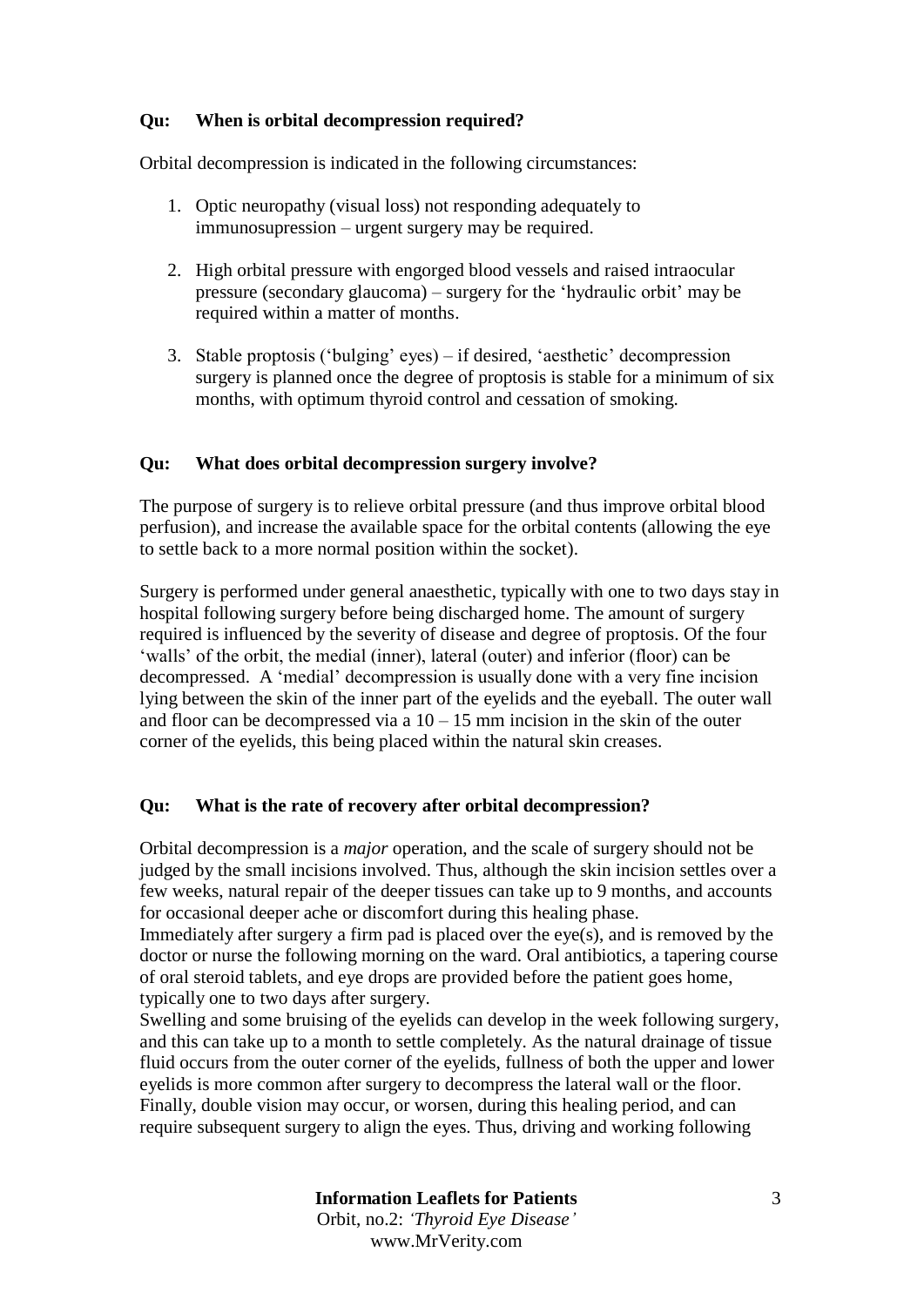**Qu: When is orbital decompression required?**

Orbital decompression is indicated in the following circumstances:

1. Optic neuropathy (visual loss) not responding adequately to immunosupression – urgent surgery may be required.

2. High orbital pressure with engorged blood vessels and raised intraocular pressure (secondary glaucoma) – surgery for the 'hydraulic orbit' may be required within a matter of months.

3. Stable proptosis ('bulging' eyes) – if desired, 'aesthetic' decompression surgery is planned once the degree of proptosis is stable for a minimum of six months, with optimum thyroid control and cessation of smoking.

**Qu: What does orbital decompression surgery involve?**

The purpose of surgery is to relieve orbital pressure (and thus improve orbital blood perfusion), and increase the available space for the orbital contents (allowing the eye to settle back to a more normal position within the socket).

Surgery is performed under general anaesthetic, typically with one to two days stay in hospital following surgery before being discharged home. The amount of surgery required is influenced by the severity of disease and degree of proptosis. Of the four 'walls' of the orbit, the medial (inner), lateral (outer) and inferior (floor) can be decompressed. A 'medial' decompression is usually done with a very fine incision lying between the skin of the inner part of the eyelids and the eyeball. The outer wall and floor can be decompressed via a 10 – 15 mm incision in the skin of the outer corner of the eyelids, this being placed within the natural skin creases.

**Qu: What is the rate of recovery after orbital decompression?**

Orbital decompression is a *major* operation, and the scale of surgery should not be judged by the small incisions involved. Thus, although the skin incision settles over a few weeks, natural repair of the deeper tissues can take up to 9 months, and accounts for occasional deeper ache or discomfort during this healing phase.

Immediately after surgery a firm pad is placed over the eye(s), and is removed by the doctor or nurse the following morning on the ward. Oral antibiotics, a tapering course of oral steroid tablets, and eye drops are provided before the patient goes home, typically one to two days after surgery.

Swelling and some bruising of the eyelids can develop in the week following surgery, and this can take up to a month to settle completely. As the natural drainage of tissue fluid occurs from the outer corner of the eyelids, fullness of both the upper and lower eyelids is more common after surgery to decompress the lateral wall or the floor. Finally, double vision may occur, or worsen, during this healing period, and can require subsequent surgery to align the eyes. Thus, driving and working following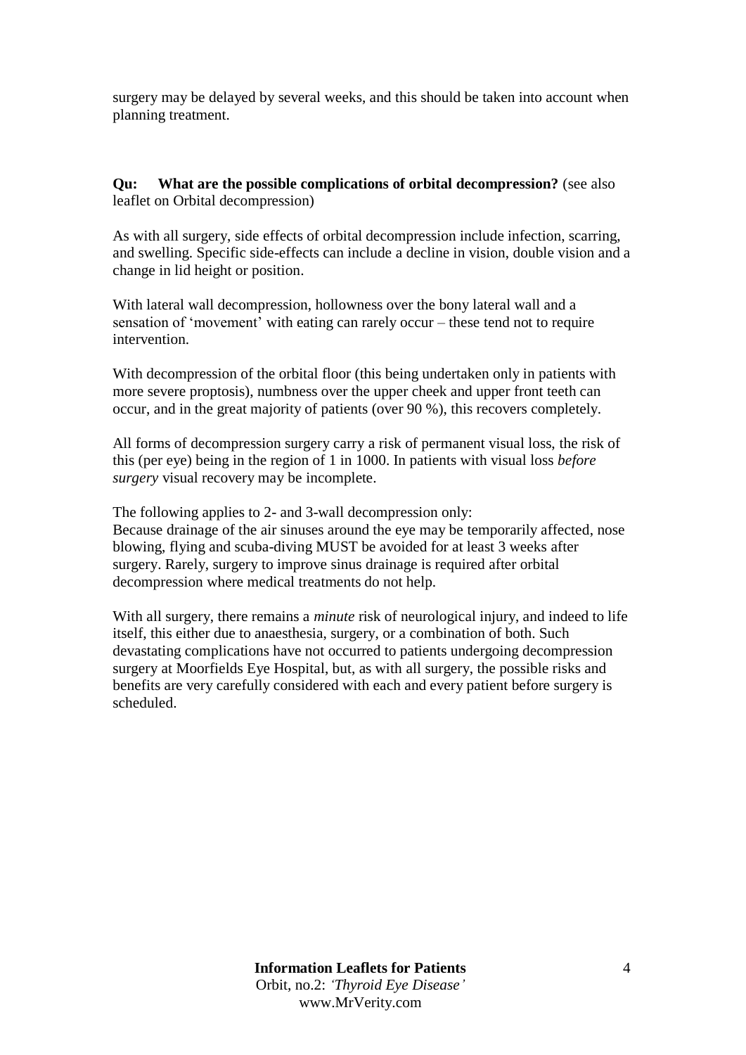surgery may be delayed by several weeks, and this should be taken into account when planning treatment.

**Qu: What are the possible complications of orbital decompression?** (see also leaflet on Orbital decompression)

As with all surgery, side effects of orbital decompression include infection, scarring, and swelling. Specific side-effects can include a decline in vision, double vision and a change in lid height or position.

With lateral wall decompression, hollowness over the bony lateral wall and a sensation of 'movement' with eating can rarely occur – these tend not to require intervention.

With decompression of the orbital floor (this being undertaken only in patients with more severe proptosis), numbness over the upper cheek and upper front teeth can occur, and in the great majority of patients (over 90 %), this recovers completely.

All forms of decompression surgery carry a risk of permanent visual loss, the risk of this (per eye) being in the region of 1 in 1000. In patients with visual loss *before surgery* visual recovery may be incomplete.

The following applies to 2- and 3-wall decompression only:
Because drainage of the air sinuses around the eye may be temporarily affected, nose blowing, flying and scuba-diving MUST be avoided for at least 3 weeks after surgery. Rarely, surgery to improve sinus drainage is required after orbital decompression where medical treatments do not help.

With all surgery, there remains a *minute* risk of neurological injury, and indeed to life itself, this either due to anaesthesia, surgery, or a combination of both. Such devastating complications have not occurred to patients undergoing decompression surgery at Moorfields Eye Hospital, but, as with all surgery, the possible risks and benefits are very carefully considered with each and every patient before surgery is scheduled.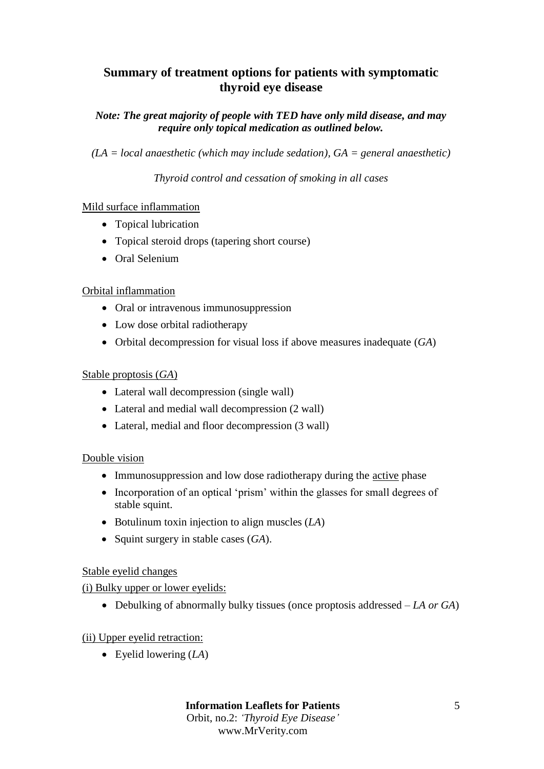## Summary of treatment options for patients with symptomatic thyroid eye disease

***Note: The great majority of people with TED have only mild disease, and may require only topical medication as outlined below.***

*(LA = local anaesthetic (which may include sedation), GA = general anaesthetic)*

*Thyroid control and cessation of smoking in all cases*

<u>Mild surface inflammation</u>

- Topical lubrication
- Topical steroid drops (tapering short course)
- Oral Selenium

<u>Orbital inflammation</u>

- Oral or intravenous immunosuppression
- Low dose orbital radiotherapy
- Orbital decompression for visual loss if above measures inadequate (*GA*)

<u>Stable proptosis (*GA*)</u>

- Lateral wall decompression (single wall)
- Lateral and medial wall decompression (2 wall)
- Lateral, medial and floor decompression (3 wall)

<u>Double vision</u>

- Immunosuppression and low dose radiotherapy during the <u>active</u> phase
- Incorporation of an optical 'prism' within the glasses for small degrees of stable squint.
- Botulinum toxin injection to align muscles (*LA*)
- Squint surgery in stable cases (*GA*).

<u>Stable eyelid changes</u>

<u>(i) Bulky upper or lower eyelids:</u>

- Debulking of abnormally bulky tissues (once proptosis addressed – *LA or GA*)

<u>(ii) Upper eyelid retraction:</u>

- Eyelid lowering (*LA*)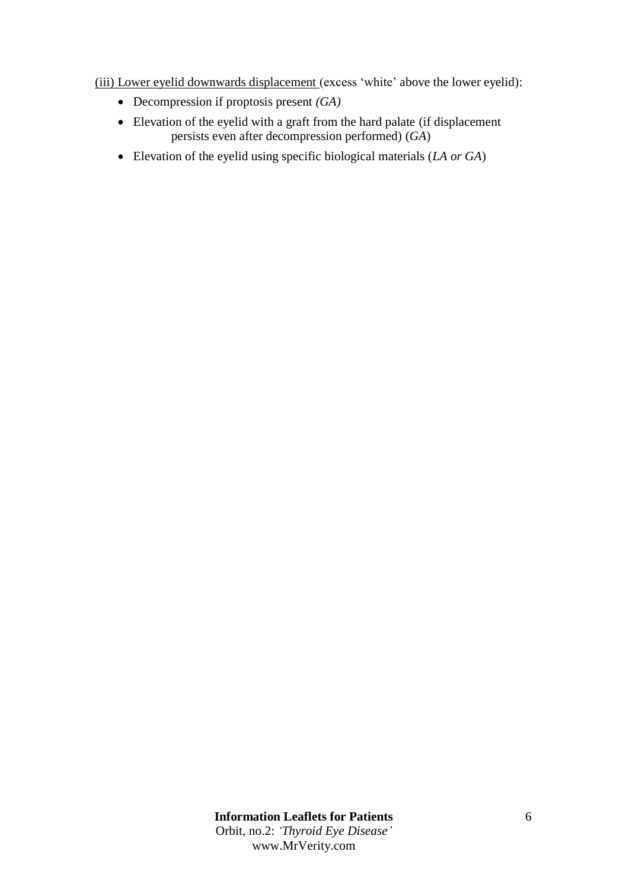(iii) Lower eyelid downwards displacement (excess 'white' above the lower eyelid):

- Decompression if proptosis present *(GA)*
- Elevation of the eyelid with a graft from the hard palate (if displacement persists even after decompression performed) (*GA*)
- Elevation of the eyelid using specific biological materials (*LA or GA*)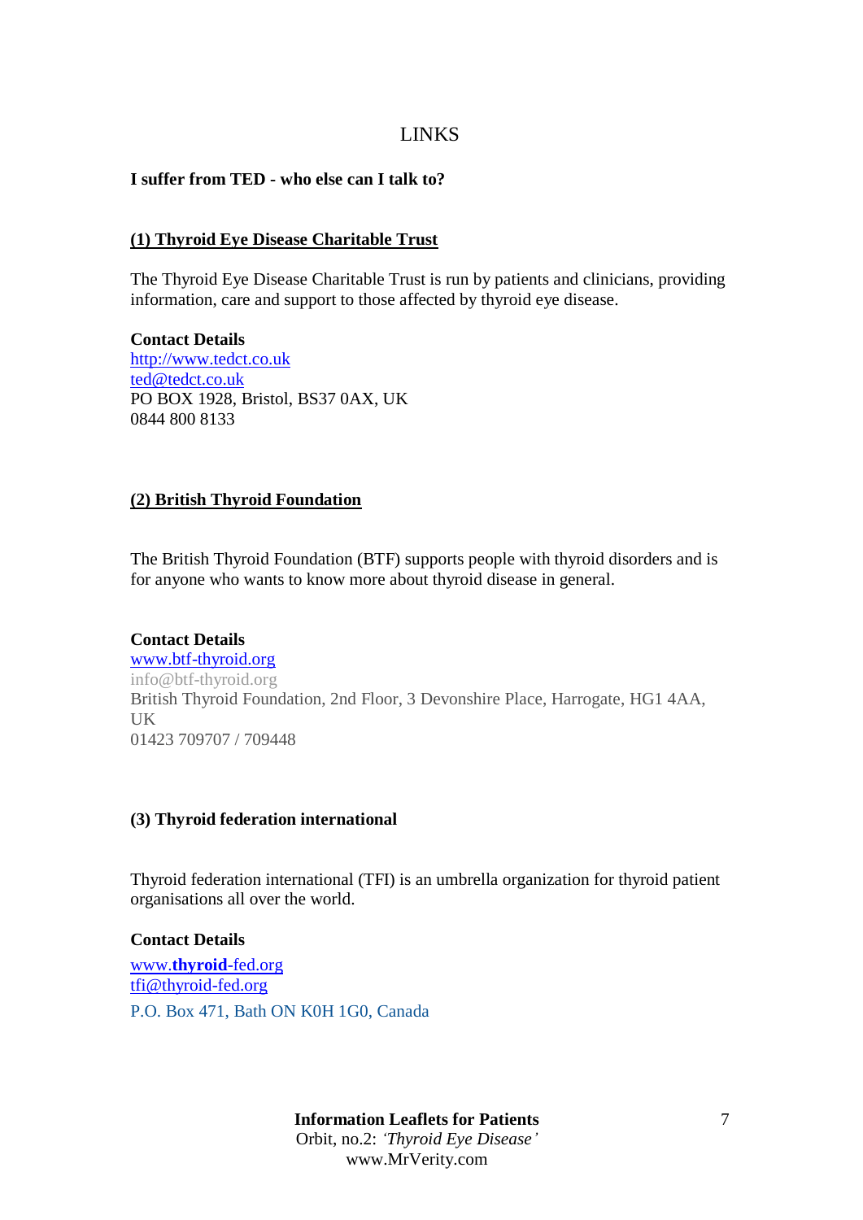# LINKS

**I suffer from TED - who else can I talk to?**

## (1) Thyroid Eye Disease Charitable Trust

The Thyroid Eye Disease Charitable Trust is run by patients and clinicians, providing information, care and support to those affected by thyroid eye disease.

**Contact Details**
http://www.tedct.co.uk
ted@tedct.co.uk
PO BOX 1928, Bristol, BS37 0AX, UK
0844 800 8133

## (2) British Thyroid Foundation

The British Thyroid Foundation (BTF) supports people with thyroid disorders and is for anyone who wants to know more about thyroid disease in general.

**Contact Details**
www.btf-thyroid.org
info@btf-thyroid.org
British Thyroid Foundation, 2nd Floor, 3 Devonshire Place, Harrogate, HG1 4AA, UK
01423 709707 / 709448

## (3) Thyroid federation international

Thyroid federation international (TFI) is an umbrella organization for thyroid patient organisations all over the world.

**Contact Details**
www.**thyroid**-fed.org
tfi@thyroid-fed.org
P.O. Box 471, Bath ON K0H 1G0, Canada